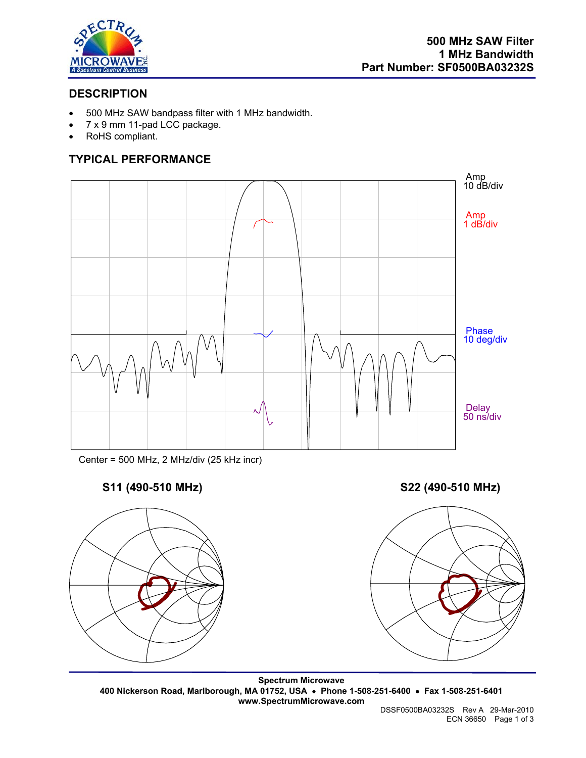**500 MHz SAW Filter**
**1 MHz Bandwidth**
**Part Number: SF0500BA03232S**

## DESCRIPTION

- 500 MHz SAW bandpass filter with 1 MHz bandwidth.
- 7 x 9 mm 11-pad LCC package.
- RoHS compliant.

## TYPICAL PERFORMANCE

Amp
10 dB/div

Amp
1 dB/div

Phase
10 deg/div

Delay
50 ns/div

Center = 500 MHz, 2 MHz/div (25 kHz incr)

**S11 (490-510 MHz)**

**S22 (490-510 MHz)**

**Spectrum Microwave**
**400 Nickerson Road, Marlborough, MA 01752, USA • Phone 1-508-251-6400 • Fax 1-508-251-6401**
**www.SpectrumMicrowave.com**

DSSF0500BA03232S Rev A 29-Mar-2010
ECN 36650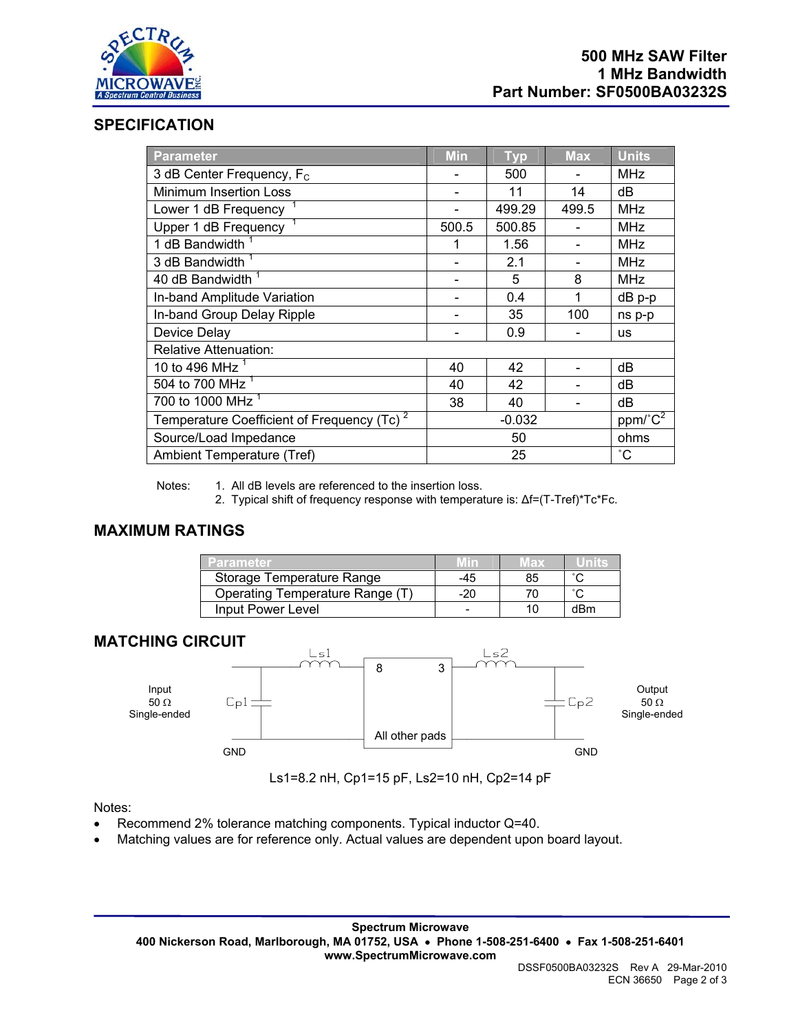**500 MHz SAW Filter**
**1 MHz Bandwidth**
**Part Number: SF0500BA03232S**

## SPECIFICATION

| Parameter | Min | Typ | Max | Units |
|---|---|---|---|---|
| 3 dB Center Frequency, $F_C$ | - | 500 | - | MHz |
| Minimum Insertion Loss | - | 11 | 14 | dB |
| Lower 1 dB Frequency [1] | - | 499.29 | 499.5 | MHz |
| Upper 1 dB Frequency [1] | 500.5 | 500.85 | - | MHz |
| 1 dB Bandwidth [1] | 1 | 1.56 | - | MHz |
| 3 dB Bandwidth [1] | - | 2.1 | - | MHz |
| 40 dB Bandwidth [1] | - | 5 | 8 | MHz |
| In-band Amplitude Variation | - | 0.4 | 1 | dB p-p |
| In-band Group Delay Ripple | - | 35 | 100 | ns p-p |
| Device Delay | - | 0.9 | - | us |
| Relative Attenuation: | | | | |
| 10 to 496 MHz [1] | 40 | 42 | - | dB |
| 504 to 700 MHz [1] | 40 | 42 | - | dB |
| 700 to 1000 MHz [1] | 38 | 40 | - | dB |
| Temperature Coefficient of Frequency (Tc) [2] | | -0.032 | | ppm/˚C$^2$ |
| Source/Load Impedance | | 50 | | ohms |
| Ambient Temperature (Tref) | | 25 | | ˚C |

Notes:
1. All dB levels are referenced to the insertion loss.
2. Typical shift of frequency response with temperature is: Δf=(T-Tref)*Tc*Fc.

## MAXIMUM RATINGS

| Parameter | Min | Max | Units |
|---|---|---|---|
| Storage Temperature Range | -45 | 85 | ˚C |
| Operating Temperature Range (T) | -20 | 70 | ˚C |
| Input Power Level | - | 10 | dBm |

## MATCHING CIRCUIT

Input 50 Ω Single-ended — Ls1 — Cp1 — 8 | 3 — Ls2 — Cp2 — Output 50 Ω Single-ended; All other pads — GND

Ls1=8.2 nH, Cp1=15 pF, Ls2=10 nH, Cp2=14 pF

Notes:

- Recommend 2% tolerance matching components. Typical inductor Q=40.
- Matching values are for reference only. Actual values are dependent upon board layout.

**Spectrum Microwave**
**400 Nickerson Road, Marlborough, MA 01752, USA • Phone 1-508-251-6400 • Fax 1-508-251-6401**
**www.SpectrumMicrowave.com**

DSSF0500BA03232S Rev A 29-Mar-2010
ECN 36650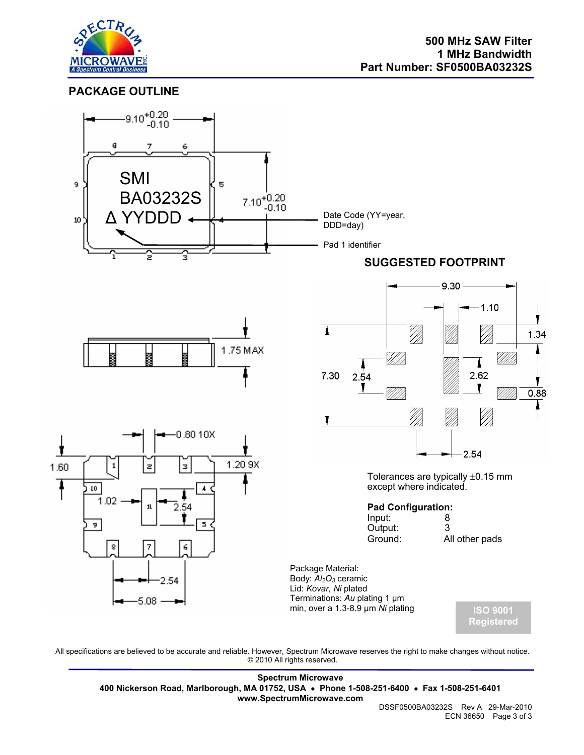**500 MHz SAW Filter**
**1 MHz Bandwidth**
**Part Number: SF0500BA03232S**

## PACKAGE OUTLINE

9.10 +0.20 / -0.10

7.10 +0.20 / -0.10

SMI
BA03232S
Δ YYDDD

Date Code (YY=year, DDD=day)

Pad 1 identifier

1.75 MAX

0.80 10X

1.60

1.20 9X

1.02

2.54

2.54

5.08

## SUGGESTED FOOTPRINT

9.30

1.10

1.34

7.30

2.54

2.62

0.88

2.54

Tolerances are typically ±0.15 mm except where indicated.

**Pad Configuration:**

| | |
|---|---|
| Input: | 8 |
| Output: | 3 |
| Ground: | All other pads |

Package Material:
Body: $Al_2O_3$ ceramic
Lid: *Kovar, Ni* plated
Terminations: *Au* plating 1 µm min, over a 1.3-8.9 µm *Ni* plating

ISO 9001 Registered

All specifications are believed to be accurate and reliable. However, Spectrum Microwave reserves the right to make changes without notice.
© 2010 All rights reserved.

**Spectrum Microwave**
**400 Nickerson Road, Marlborough, MA 01752, USA • Phone 1-508-251-6400 • Fax 1-508-251-6401**
**www.SpectrumMicrowave.com**

DSSF0500BA03232S Rev A 29-Mar-2010
ECN 36650